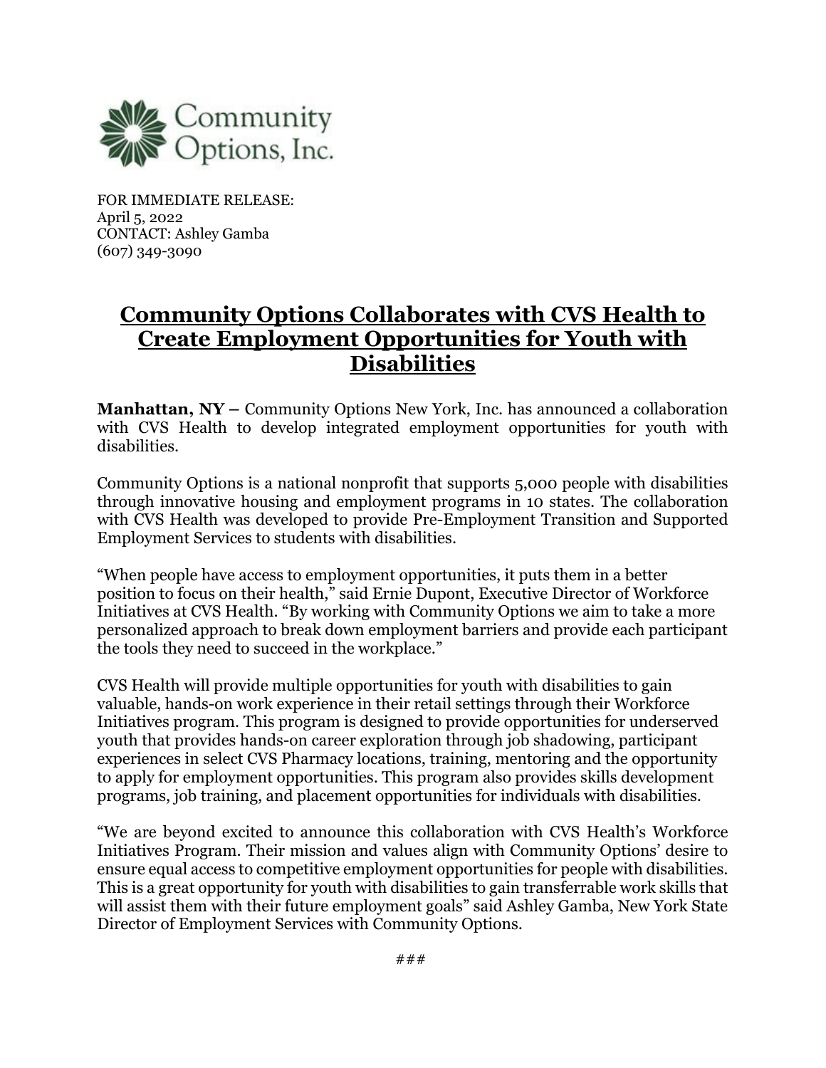Community Options, Inc.

FOR IMMEDIATE RELEASE:
April 5, 2022
CONTACT: Ashley Gamba
(607) 349-3090

# Community Options Collaborates with CVS Health to Create Employment Opportunities for Youth with Disabilities

**Manhattan, NY –** Community Options New York, Inc. has announced a collaboration with CVS Health to develop integrated employment opportunities for youth with disabilities.

Community Options is a national nonprofit that supports 5,000 people with disabilities through innovative housing and employment programs in 10 states. The collaboration with CVS Health was developed to provide Pre-Employment Transition and Supported Employment Services to students with disabilities.

"When people have access to employment opportunities, it puts them in a better position to focus on their health," said Ernie Dupont, Executive Director of Workforce Initiatives at CVS Health. "By working with Community Options we aim to take a more personalized approach to break down employment barriers and provide each participant the tools they need to succeed in the workplace."

CVS Health will provide multiple opportunities for youth with disabilities to gain valuable, hands-on work experience in their retail settings through their Workforce Initiatives program. This program is designed to provide opportunities for underserved youth that provides hands-on career exploration through job shadowing, participant experiences in select CVS Pharmacy locations, training, mentoring and the opportunity to apply for employment opportunities. This program also provides skills development programs, job training, and placement opportunities for individuals with disabilities.

"We are beyond excited to announce this collaboration with CVS Health's Workforce Initiatives Program. Their mission and values align with Community Options' desire to ensure equal access to competitive employment opportunities for people with disabilities. This is a great opportunity for youth with disabilities to gain transferrable work skills that will assist them with their future employment goals" said Ashley Gamba, New York State Director of Employment Services with Community Options.

###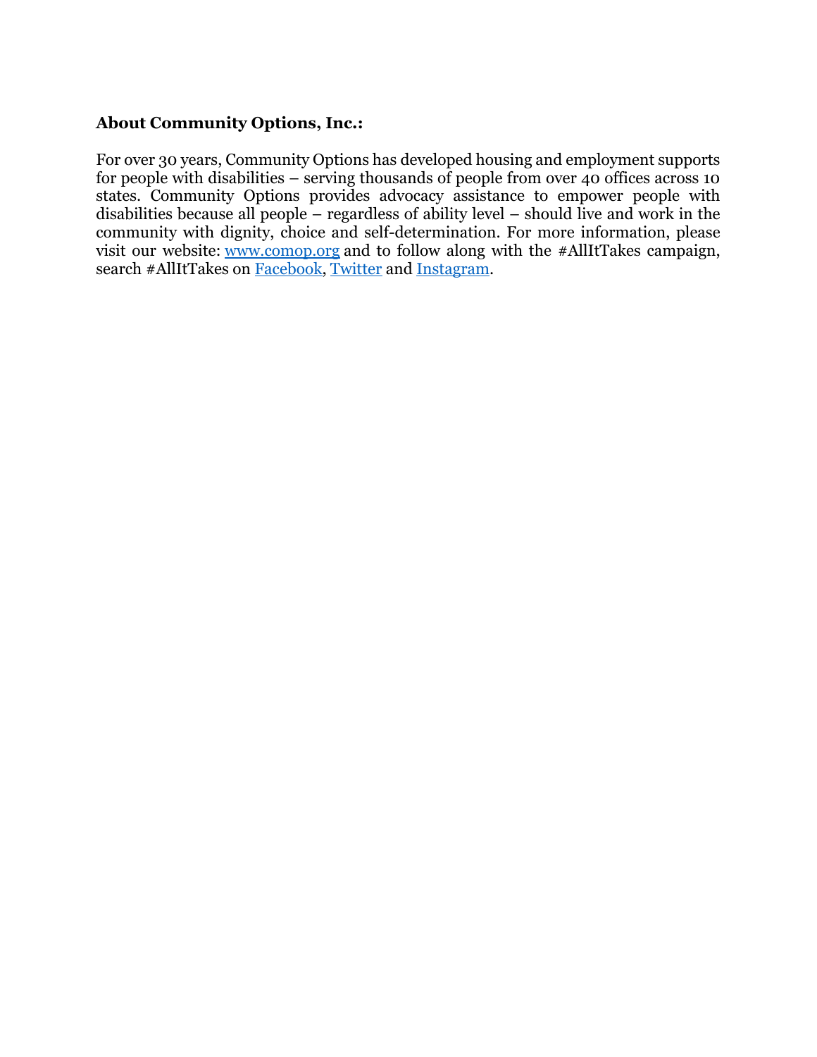**About Community Options, Inc.:**

For over 30 years, Community Options has developed housing and employment supports for people with disabilities – serving thousands of people from over 40 offices across 10 states. Community Options provides advocacy assistance to empower people with disabilities because all people – regardless of ability level – should live and work in the community with dignity, choice and self-determination. For more information, please visit our website: [www.comop.org](http://www.comop.org) and to follow along with the #AllItTakes campaign, search #AllItTakes on Facebook, Twitter and Instagram.